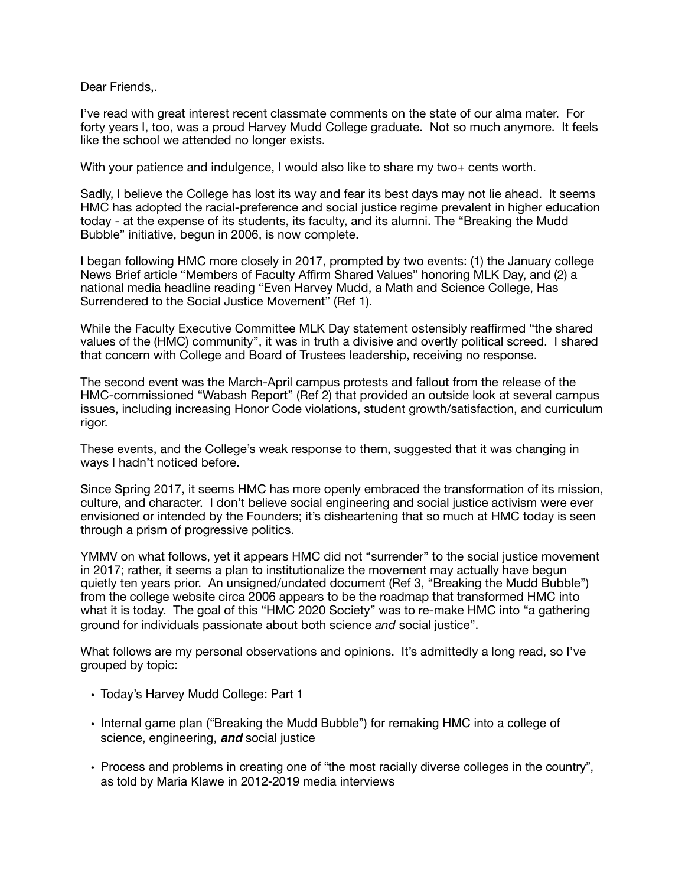Dear Friends,.

I've read with great interest recent classmate comments on the state of our alma mater. For forty years I, too, was a proud Harvey Mudd College graduate. Not so much anymore. It feels like the school we attended no longer exists.

With your patience and indulgence, I would also like to share my two+ cents worth.

Sadly, I believe the College has lost its way and fear its best days may not lie ahead. It seems HMC has adopted the racial-preference and social justice regime prevalent in higher education today - at the expense of its students, its faculty, and its alumni. The "Breaking the Mudd Bubble" initiative, begun in 2006, is now complete.

I began following HMC more closely in 2017, prompted by two events: (1) the January college News Brief article "Members of Faculty Affirm Shared Values" honoring MLK Day, and (2) a national media headline reading "Even Harvey Mudd, a Math and Science College, Has Surrendered to the Social Justice Movement" (Ref 1).

While the Faculty Executive Committee MLK Day statement ostensibly reaffirmed "the shared values of the (HMC) community", it was in truth a divisive and overtly political screed. I shared that concern with College and Board of Trustees leadership, receiving no response.

The second event was the March-April campus protests and fallout from the release of the HMC-commissioned "Wabash Report" (Ref 2) that provided an outside look at several campus issues, including increasing Honor Code violations, student growth/satisfaction, and curriculum rigor.

These events, and the College's weak response to them, suggested that it was changing in ways I hadn't noticed before.

Since Spring 2017, it seems HMC has more openly embraced the transformation of its mission, culture, and character. I don't believe social engineering and social justice activism were ever envisioned or intended by the Founders; it's disheartening that so much at HMC today is seen through a prism of progressive politics.

YMMV on what follows, yet it appears HMC did not "surrender" to the social justice movement in 2017; rather, it seems a plan to institutionalize the movement may actually have begun quietly ten years prior. An unsigned/undated document (Ref 3, "Breaking the Mudd Bubble") from the college website circa 2006 appears to be the roadmap that transformed HMC into what it is today. The goal of this "HMC 2020 Society" was to re-make HMC into "a gathering ground for individuals passionate about both science *and* social justice".

What follows are my personal observations and opinions. It's admittedly a long read, so I've grouped by topic:

- Today's Harvey Mudd College: Part 1
- Internal game plan ("Breaking the Mudd Bubble") for remaking HMC into a college of science, engineering, ***and*** social justice
- Process and problems in creating one of "the most racially diverse colleges in the country", as told by Maria Klawe in 2012-2019 media interviews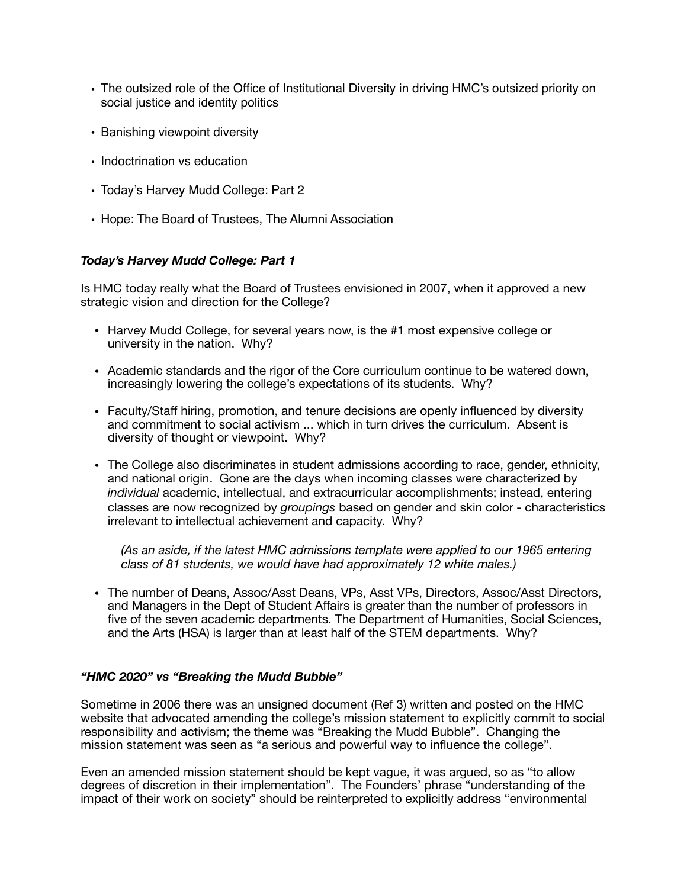- The outsized role of the Office of Institutional Diversity in driving HMC's outsized priority on social justice and identity politics
- Banishing viewpoint diversity
- Indoctrination vs education
- Today's Harvey Mudd College: Part 2
- Hope: The Board of Trustees, The Alumni Association

### *Today's Harvey Mudd College: Part 1*

Is HMC today really what the Board of Trustees envisioned in 2007, when it approved a new strategic vision and direction for the College?

- Harvey Mudd College, for several years now, is the #1 most expensive college or university in the nation. Why?
- Academic standards and the rigor of the Core curriculum continue to be watered down, increasingly lowering the college's expectations of its students. Why?
- Faculty/Staff hiring, promotion, and tenure decisions are openly influenced by diversity and commitment to social activism ... which in turn drives the curriculum. Absent is diversity of thought or viewpoint. Why?
- The College also discriminates in student admissions according to race, gender, ethnicity, and national origin. Gone are the days when incoming classes were characterized by *individual* academic, intellectual, and extracurricular accomplishments; instead, entering classes are now recognized by *groupings* based on gender and skin color - characteristics irrelevant to intellectual achievement and capacity. Why?

  *(As an aside, if the latest HMC admissions template were applied to our 1965 entering class of 81 students, we would have had approximately 12 white males.)*

- The number of Deans, Assoc/Asst Deans, VPs, Asst VPs, Directors, Assoc/Asst Directors, and Managers in the Dept of Student Affairs is greater than the number of professors in five of the seven academic departments. The Department of Humanities, Social Sciences, and the Arts (HSA) is larger than at least half of the STEM departments. Why?

### *"HMC 2020" vs "Breaking the Mudd Bubble"*

Sometime in 2006 there was an unsigned document (Ref 3) written and posted on the HMC website that advocated amending the college's mission statement to explicitly commit to social responsibility and activism; the theme was "Breaking the Mudd Bubble". Changing the mission statement was seen as "a serious and powerful way to influence the college".

Even an amended mission statement should be kept vague, it was argued, so as "to allow degrees of discretion in their implementation". The Founders' phrase "understanding of the impact of their work on society" should be reinterpreted to explicitly address "environmental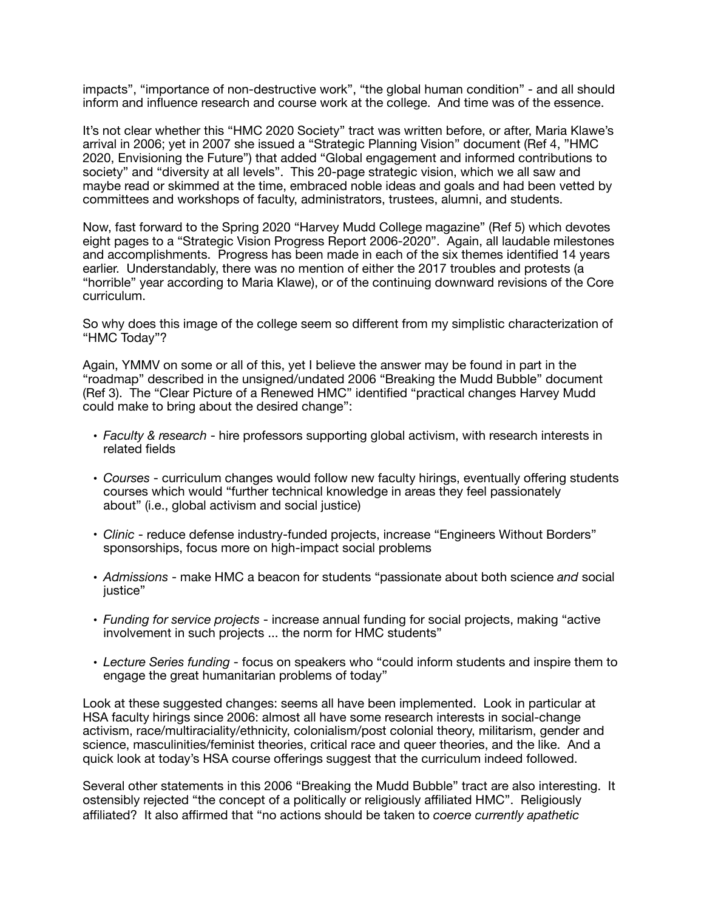impacts", "importance of non-destructive work", "the global human condition" - and all should inform and influence research and course work at the college. And time was of the essence.

It's not clear whether this "HMC 2020 Society" tract was written before, or after, Maria Klawe's arrival in 2006; yet in 2007 she issued a "Strategic Planning Vision" document (Ref 4, "HMC 2020, Envisioning the Future") that added "Global engagement and informed contributions to society" and "diversity at all levels". This 20-page strategic vision, which we all saw and maybe read or skimmed at the time, embraced noble ideas and goals and had been vetted by committees and workshops of faculty, administrators, trustees, alumni, and students.

Now, fast forward to the Spring 2020 "Harvey Mudd College magazine" (Ref 5) which devotes eight pages to a "Strategic Vision Progress Report 2006-2020". Again, all laudable milestones and accomplishments. Progress has been made in each of the six themes identified 14 years earlier. Understandably, there was no mention of either the 2017 troubles and protests (a "horrible" year according to Maria Klawe), or of the continuing downward revisions of the Core curriculum.

So why does this image of the college seem so different from my simplistic characterization of "HMC Today"?

Again, YMMV on some or all of this, yet I believe the answer may be found in part in the "roadmap" described in the unsigned/undated 2006 "Breaking the Mudd Bubble" document (Ref 3). The "Clear Picture of a Renewed HMC" identified "practical changes Harvey Mudd could make to bring about the desired change":

- *Faculty & research* - hire professors supporting global activism, with research interests in related fields
- *Courses* - curriculum changes would follow new faculty hirings, eventually offering students courses which would "further technical knowledge in areas they feel passionately about" (i.e., global activism and social justice)
- *Clinic* - reduce defense industry-funded projects, increase "Engineers Without Borders" sponsorships, focus more on high-impact social problems
- *Admissions* - make HMC a beacon for students "passionate about both science *and* social justice"
- *Funding for service projects* - increase annual funding for social projects, making "active involvement in such projects ... the norm for HMC students"
- *Lecture Series funding* - focus on speakers who "could inform students and inspire them to engage the great humanitarian problems of today"

Look at these suggested changes: seems all have been implemented. Look in particular at HSA faculty hirings since 2006: almost all have some research interests in social-change activism, race/multiraciality/ethnicity, colonialism/post colonial theory, militarism, gender and science, masculinities/feminist theories, critical race and queer theories, and the like. And a quick look at today's HSA course offerings suggest that the curriculum indeed followed.

Several other statements in this 2006 "Breaking the Mudd Bubble" tract are also interesting. It ostensibly rejected "the concept of a politically or religiously affiliated HMC". Religiously affiliated? It also affirmed that "no actions should be taken to *coerce currently apathetic*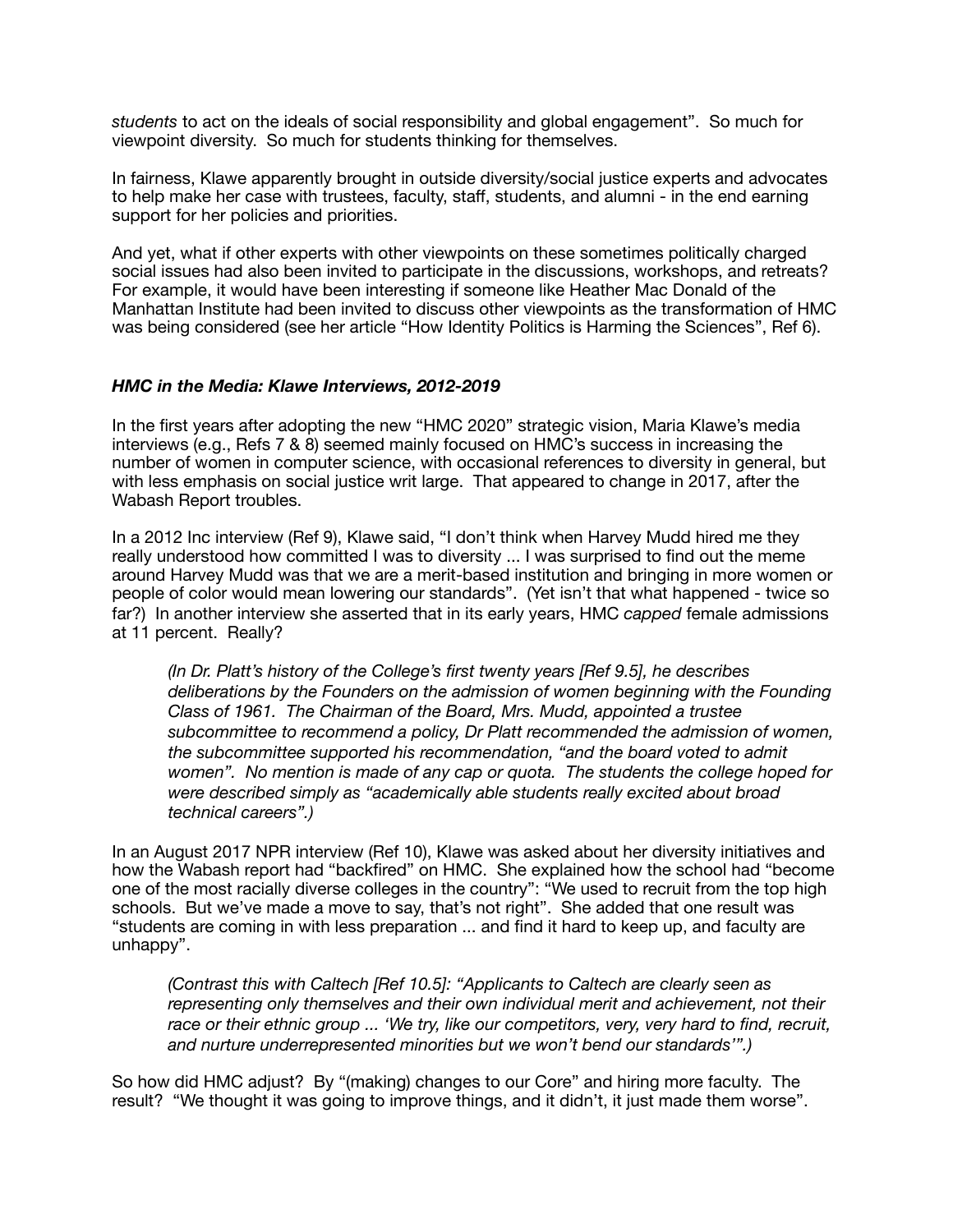*students* to act on the ideals of social responsibility and global engagement". So much for viewpoint diversity. So much for students thinking for themselves.

In fairness, Klawe apparently brought in outside diversity/social justice experts and advocates to help make her case with trustees, faculty, staff, students, and alumni - in the end earning support for her policies and priorities.

And yet, what if other experts with other viewpoints on these sometimes politically charged social issues had also been invited to participate in the discussions, workshops, and retreats? For example, it would have been interesting if someone like Heather Mac Donald of the Manhattan Institute had been invited to discuss other viewpoints as the transformation of HMC was being considered (see her article "How Identity Politics is Harming the Sciences", Ref 6).

### *HMC in the Media: Klawe Interviews, 2012-2019*

In the first years after adopting the new "HMC 2020" strategic vision, Maria Klawe's media interviews (e.g., Refs 7 & 8) seemed mainly focused on HMC's success in increasing the number of women in computer science, with occasional references to diversity in general, but with less emphasis on social justice writ large. That appeared to change in 2017, after the Wabash Report troubles.

In a 2012 Inc interview (Ref 9), Klawe said, "I don't think when Harvey Mudd hired me they really understood how committed I was to diversity ... I was surprised to find out the meme around Harvey Mudd was that we are a merit-based institution and bringing in more women or people of color would mean lowering our standards". (Yet isn't that what happened - twice so far?) In another interview she asserted that in its early years, HMC *capped* female admissions at 11 percent. Really?

> *(In Dr. Platt's history of the College's first twenty years [Ref 9.5], he describes deliberations by the Founders on the admission of women beginning with the Founding Class of 1961. The Chairman of the Board, Mrs. Mudd, appointed a trustee subcommittee to recommend a policy, Dr Platt recommended the admission of women, the subcommittee supported his recommendation, "and the board voted to admit women". No mention is made of any cap or quota. The students the college hoped for were described simply as "academically able students really excited about broad technical careers".)*

In an August 2017 NPR interview (Ref 10), Klawe was asked about her diversity initiatives and how the Wabash report had "backfired" on HMC. She explained how the school had "become one of the most racially diverse colleges in the country": "We used to recruit from the top high schools. But we've made a move to say, that's not right". She added that one result was "students are coming in with less preparation ... and find it hard to keep up, and faculty are unhappy".

> *(Contrast this with Caltech [Ref 10.5]: "Applicants to Caltech are clearly seen as representing only themselves and their own individual merit and achievement, not their race or their ethnic group ... 'We try, like our competitors, very, very hard to find, recruit, and nurture underrepresented minorities but we won't bend our standards'".)*

So how did HMC adjust? By "(making) changes to our Core" and hiring more faculty. The result? "We thought it was going to improve things, and it didn't, it just made them worse".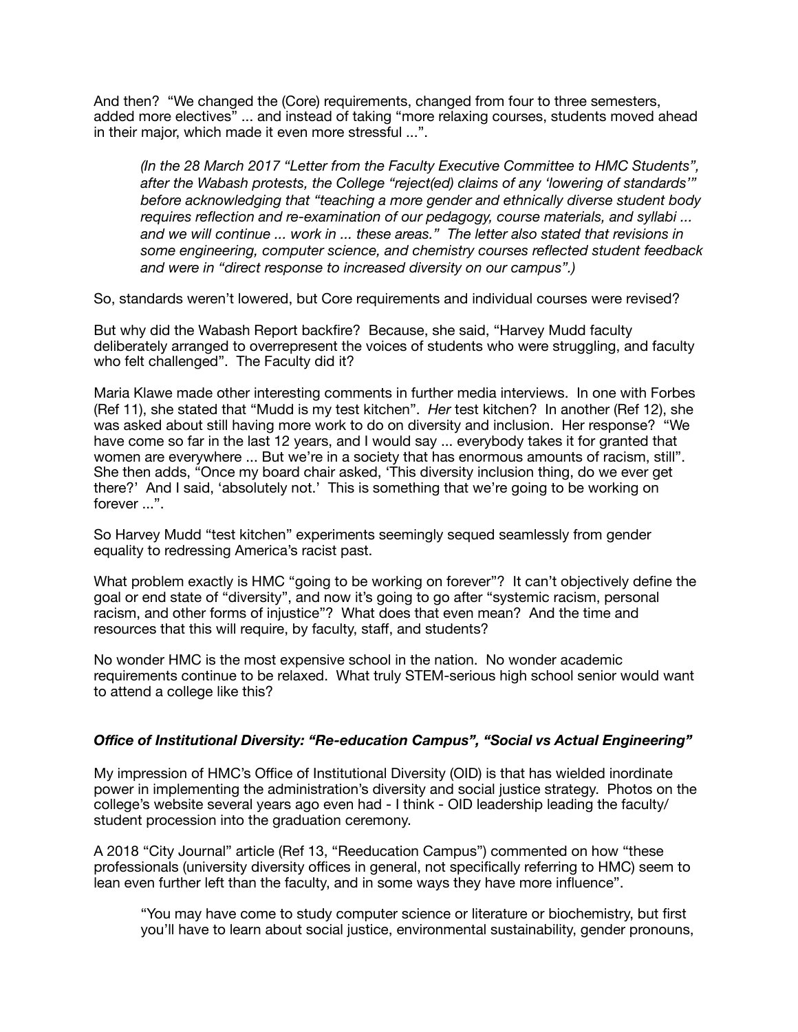And then? "We changed the (Core) requirements, changed from four to three semesters, added more electives" ... and instead of taking "more relaxing courses, students moved ahead in their major, which made it even more stressful ...".

> *(In the 28 March 2017 "Letter from the Faculty Executive Committee to HMC Students", after the Wabash protests, the College "reject(ed) claims of any 'lowering of standards'" before acknowledging that "teaching a more gender and ethnically diverse student body requires reflection and re-examination of our pedagogy, course materials, and syllabi ... and we will continue ... work in ... these areas." The letter also stated that revisions in some engineering, computer science, and chemistry courses reflected student feedback and were in "direct response to increased diversity on our campus".)*

So, standards weren't lowered, but Core requirements and individual courses were revised?

But why did the Wabash Report backfire? Because, she said, "Harvey Mudd faculty deliberately arranged to overrepresent the voices of students who were struggling, and faculty who felt challenged". The Faculty did it?

Maria Klawe made other interesting comments in further media interviews. In one with Forbes (Ref 11), she stated that "Mudd is my test kitchen". *Her* test kitchen? In another (Ref 12), she was asked about still having more work to do on diversity and inclusion. Her response? "We have come so far in the last 12 years, and I would say ... everybody takes it for granted that women are everywhere ... But we're in a society that has enormous amounts of racism, still". She then adds, "Once my board chair asked, 'This diversity inclusion thing, do we ever get there?' And I said, 'absolutely not.' This is something that we're going to be working on forever ...".

So Harvey Mudd "test kitchen" experiments seemingly sequed seamlessly from gender equality to redressing America's racist past.

What problem exactly is HMC "going to be working on forever"? It can't objectively define the goal or end state of "diversity", and now it's going to go after "systemic racism, personal racism, and other forms of injustice"? What does that even mean? And the time and resources that this will require, by faculty, staff, and students?

No wonder HMC is the most expensive school in the nation. No wonder academic requirements continue to be relaxed. What truly STEM-serious high school senior would want to attend a college like this?

### *Office of Institutional Diversity: "Re-education Campus", "Social vs Actual Engineering"*

My impression of HMC's Office of Institutional Diversity (OID) is that has wielded inordinate power in implementing the administration's diversity and social justice strategy. Photos on the college's website several years ago even had - I think - OID leadership leading the faculty/student procession into the graduation ceremony.

A 2018 "City Journal" article (Ref 13, "Reeducation Campus") commented on how "these professionals (university diversity offices in general, not specifically referring to HMC) seem to lean even further left than the faculty, and in some ways they have more influence".

> "You may have come to study computer science or literature or biochemistry, but first you'll have to learn about social justice, environmental sustainability, gender pronouns,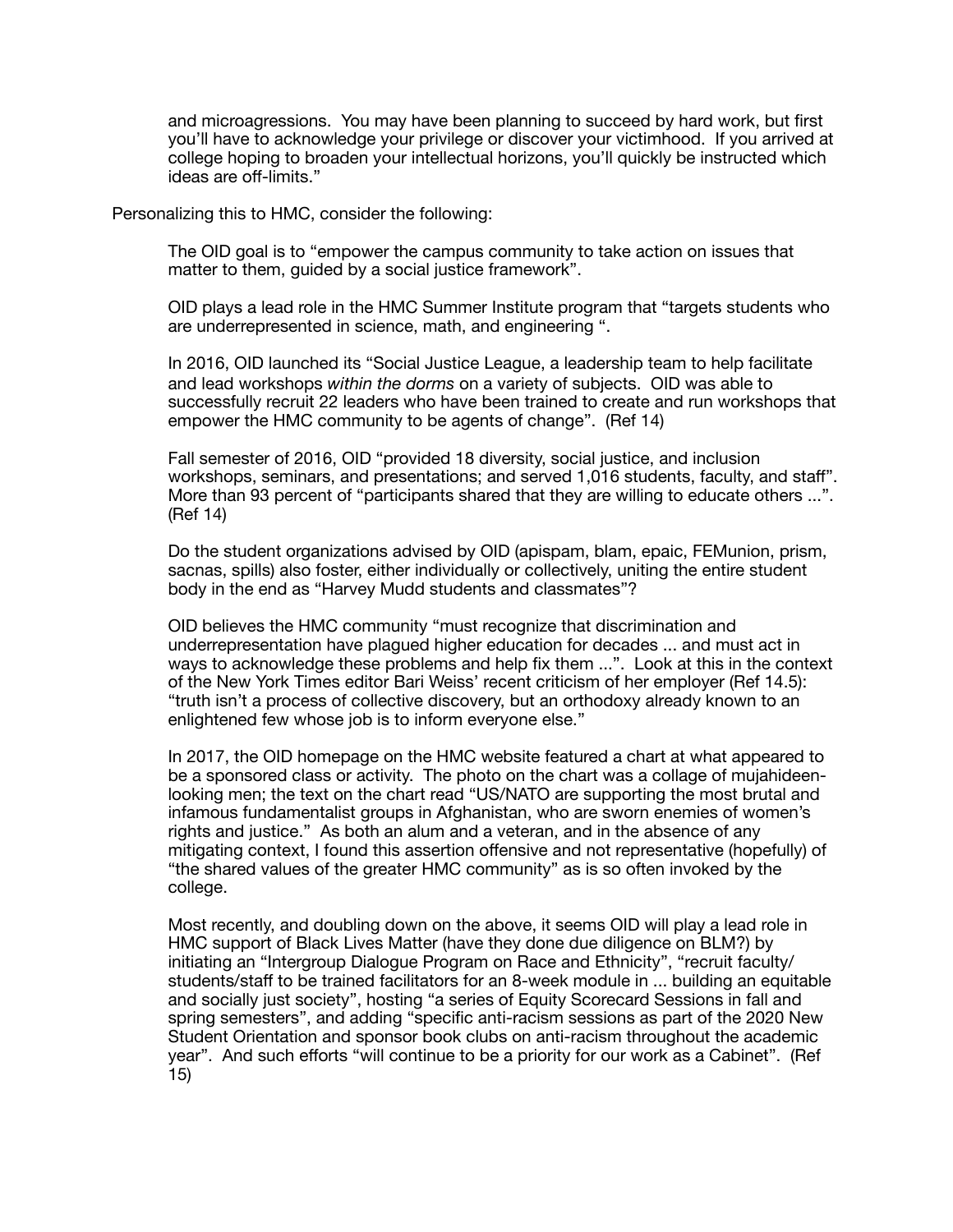> and microagressions. You may have been planning to succeed by hard work, but first you'll have to acknowledge your privilege or discover your victimhood. If you arrived at college hoping to broaden your intellectual horizons, you'll quickly be instructed which ideas are off-limits."

Personalizing this to HMC, consider the following:

> The OID goal is to "empower the campus community to take action on issues that matter to them, guided by a social justice framework".
>
> OID plays a lead role in the HMC Summer Institute program that "targets students who are underrepresented in science, math, and engineering ".
>
> In 2016, OID launched its "Social Justice League, a leadership team to help facilitate and lead workshops *within the dorms* on a variety of subjects. OID was able to successfully recruit 22 leaders who have been trained to create and run workshops that empower the HMC community to be agents of change". (Ref 14)
>
> Fall semester of 2016, OID "provided 18 diversity, social justice, and inclusion workshops, seminars, and presentations; and served 1,016 students, faculty, and staff". More than 93 percent of "participants shared that they are willing to educate others ...". (Ref 14)
>
> Do the student organizations advised by OID (apispam, blam, epaic, FEMunion, prism, sacnas, spills) also foster, either individually or collectively, uniting the entire student body in the end as "Harvey Mudd students and classmates"?
>
> OID believes the HMC community "must recognize that discrimination and underrepresentation have plagued higher education for decades ... and must act in ways to acknowledge these problems and help fix them ...". Look at this in the context of the New York Times editor Bari Weiss' recent criticism of her employer (Ref 14.5): "truth isn't a process of collective discovery, but an orthodoxy already known to an enlightened few whose job is to inform everyone else."
>
> In 2017, the OID homepage on the HMC website featured a chart at what appeared to be a sponsored class or activity. The photo on the chart was a collage of mujahideen-looking men; the text on the chart read "US/NATO are supporting the most brutal and infamous fundamentalist groups in Afghanistan, who are sworn enemies of women's rights and justice." As both an alum and a veteran, and in the absence of any mitigating context, I found this assertion offensive and not representative (hopefully) of "the shared values of the greater HMC community" as is so often invoked by the college.
>
> Most recently, and doubling down on the above, it seems OID will play a lead role in HMC support of Black Lives Matter (have they done due diligence on BLM?) by initiating an "Intergroup Dialogue Program on Race and Ethnicity", "recruit faculty/students/staff to be trained facilitators for an 8-week module in ... building an equitable and socially just society", hosting "a series of Equity Scorecard Sessions in fall and spring semesters", and adding "specific anti-racism sessions as part of the 2020 New Student Orientation and sponsor book clubs on anti-racism throughout the academic year". And such efforts "will continue to be a priority for our work as a Cabinet". (Ref 15)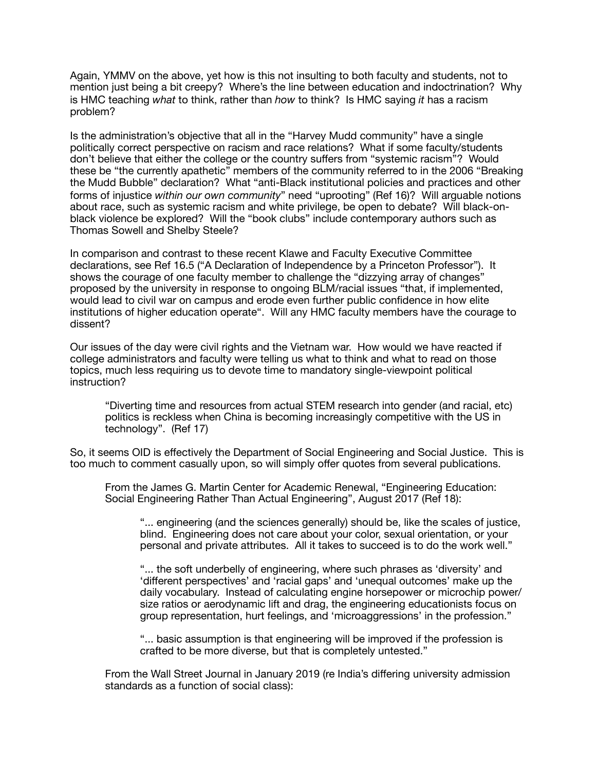Again, YMMV on the above, yet how is this not insulting to both faculty and students, not to mention just being a bit creepy? Where's the line between education and indoctrination? Why is HMC teaching *what* to think, rather than *how* to think? Is HMC saying *it* has a racism problem?

Is the administration's objective that all in the "Harvey Mudd community" have a single politically correct perspective on racism and race relations? What if some faculty/students don't believe that either the college or the country suffers from "systemic racism"? Would these be "the currently apathetic" members of the community referred to in the 2006 "Breaking the Mudd Bubble" declaration? What "anti-Black institutional policies and practices and other forms of injustice *within our own community*" need "uprooting" (Ref 16)? Will arguable notions about race, such as systemic racism and white privilege, be open to debate? Will black-on-black violence be explored? Will the "book clubs" include contemporary authors such as Thomas Sowell and Shelby Steele?

In comparison and contrast to these recent Klawe and Faculty Executive Committee declarations, see Ref 16.5 ("A Declaration of Independence by a Princeton Professor"). It shows the courage of one faculty member to challenge the "dizzying array of changes" proposed by the university in response to ongoing BLM/racial issues "that, if implemented, would lead to civil war on campus and erode even further public confidence in how elite institutions of higher education operate". Will any HMC faculty members have the courage to dissent?

Our issues of the day were civil rights and the Vietnam war. How would we have reacted if college administrators and faculty were telling us what to think and what to read on those topics, much less requiring us to devote time to mandatory single-viewpoint political instruction?

> "Diverting time and resources from actual STEM research into gender (and racial, etc) politics is reckless when China is becoming increasingly competitive with the US in technology". (Ref 17)

So, it seems OID is effectively the Department of Social Engineering and Social Justice. This is too much to comment casually upon, so will simply offer quotes from several publications.

> From the James G. Martin Center for Academic Renewal, "Engineering Education: Social Engineering Rather Than Actual Engineering", August 2017 (Ref 18):
>
> > "... engineering (and the sciences generally) should be, like the scales of justice, blind. Engineering does not care about your color, sexual orientation, or your personal and private attributes. All it takes to succeed is to do the work well."
> >
> > "... the soft underbelly of engineering, where such phrases as 'diversity' and 'different perspectives' and 'racial gaps' and 'unequal outcomes' make up the daily vocabulary. Instead of calculating engine horsepower or microchip power/size ratios or aerodynamic lift and drag, the engineering educationists focus on group representation, hurt feelings, and 'microaggressions' in the profession."
> >
> > "... basic assumption is that engineering will be improved if the profession is crafted to be more diverse, but that is completely untested."
>
> From the Wall Street Journal in January 2019 (re India's differing university admission standards as a function of social class):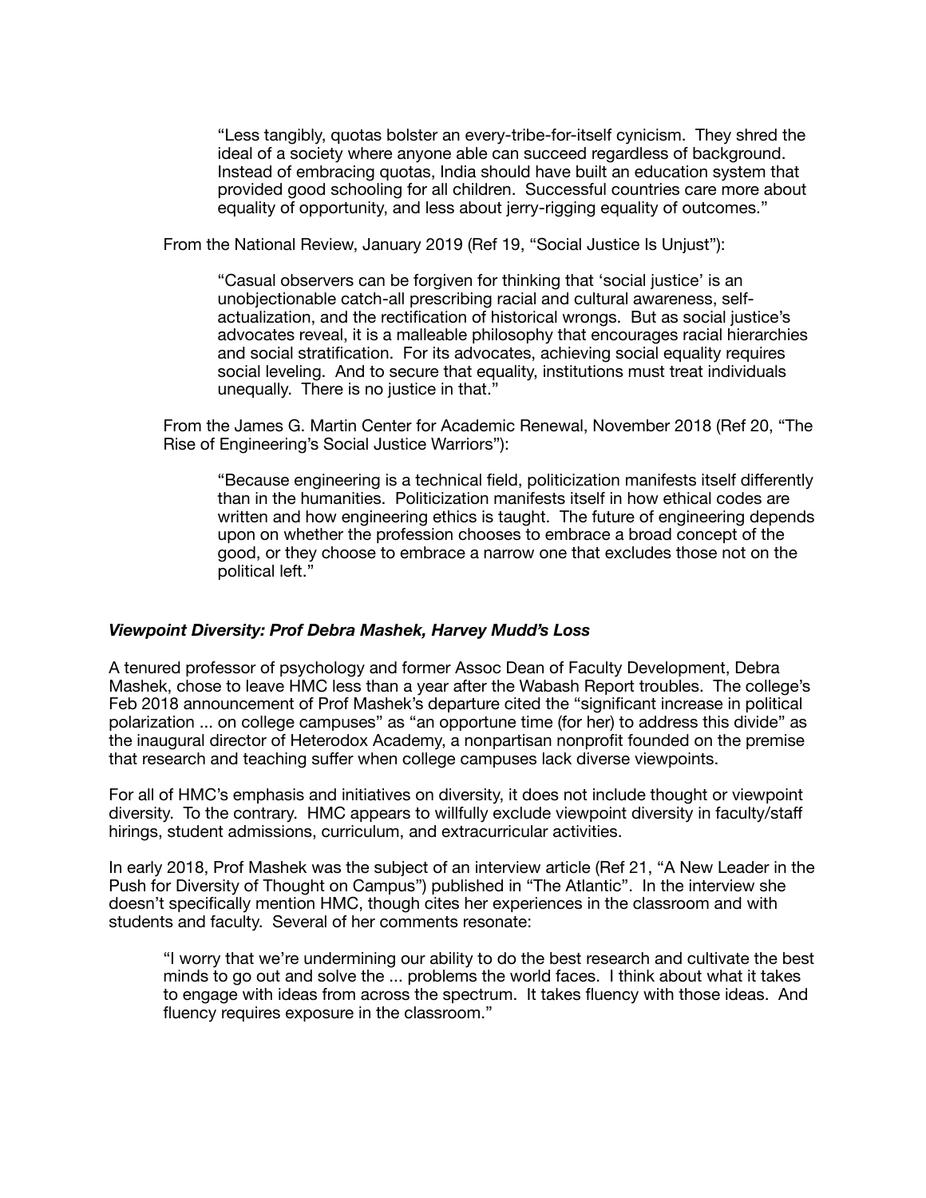> "Less tangibly, quotas bolster an every-tribe-for-itself cynicism. They shred the ideal of a society where anyone able can succeed regardless of background. Instead of embracing quotas, India should have built an education system that provided good schooling for all children. Successful countries care more about equality of opportunity, and less about jerry-rigging equality of outcomes."

From the National Review, January 2019 (Ref 19, "Social Justice Is Unjust"):

> "Casual observers can be forgiven for thinking that 'social justice' is an unobjectionable catch-all prescribing racial and cultural awareness, self-actualization, and the rectification of historical wrongs. But as social justice's advocates reveal, it is a malleable philosophy that encourages racial hierarchies and social stratification. For its advocates, achieving social equality requires social leveling. And to secure that equality, institutions must treat individuals unequally. There is no justice in that."

From the James G. Martin Center for Academic Renewal, November 2018 (Ref 20, "The Rise of Engineering's Social Justice Warriors"):

> "Because engineering is a technical field, politicization manifests itself differently than in the humanities. Politicization manifests itself in how ethical codes are written and how engineering ethics is taught. The future of engineering depends upon on whether the profession chooses to embrace a broad concept of the good, or they choose to embrace a narrow one that excludes those not on the political left."

### ***Viewpoint Diversity: Prof Debra Mashek, Harvey Mudd's Loss***

A tenured professor of psychology and former Assoc Dean of Faculty Development, Debra Mashek, chose to leave HMC less than a year after the Wabash Report troubles. The college's Feb 2018 announcement of Prof Mashek's departure cited the "significant increase in political polarization ... on college campuses" as "an opportune time (for her) to address this divide" as the inaugural director of Heterodox Academy, a nonpartisan nonprofit founded on the premise that research and teaching suffer when college campuses lack diverse viewpoints.

For all of HMC's emphasis and initiatives on diversity, it does not include thought or viewpoint diversity. To the contrary. HMC appears to willfully exclude viewpoint diversity in faculty/staff hirings, student admissions, curriculum, and extracurricular activities.

In early 2018, Prof Mashek was the subject of an interview article (Ref 21, "A New Leader in the Push for Diversity of Thought on Campus") published in "The Atlantic". In the interview she doesn't specifically mention HMC, though cites her experiences in the classroom and with students and faculty. Several of her comments resonate:

> "I worry that we're undermining our ability to do the best research and cultivate the best minds to go out and solve the ... problems the world faces. I think about what it takes to engage with ideas from across the spectrum. It takes fluency with those ideas. And fluency requires exposure in the classroom."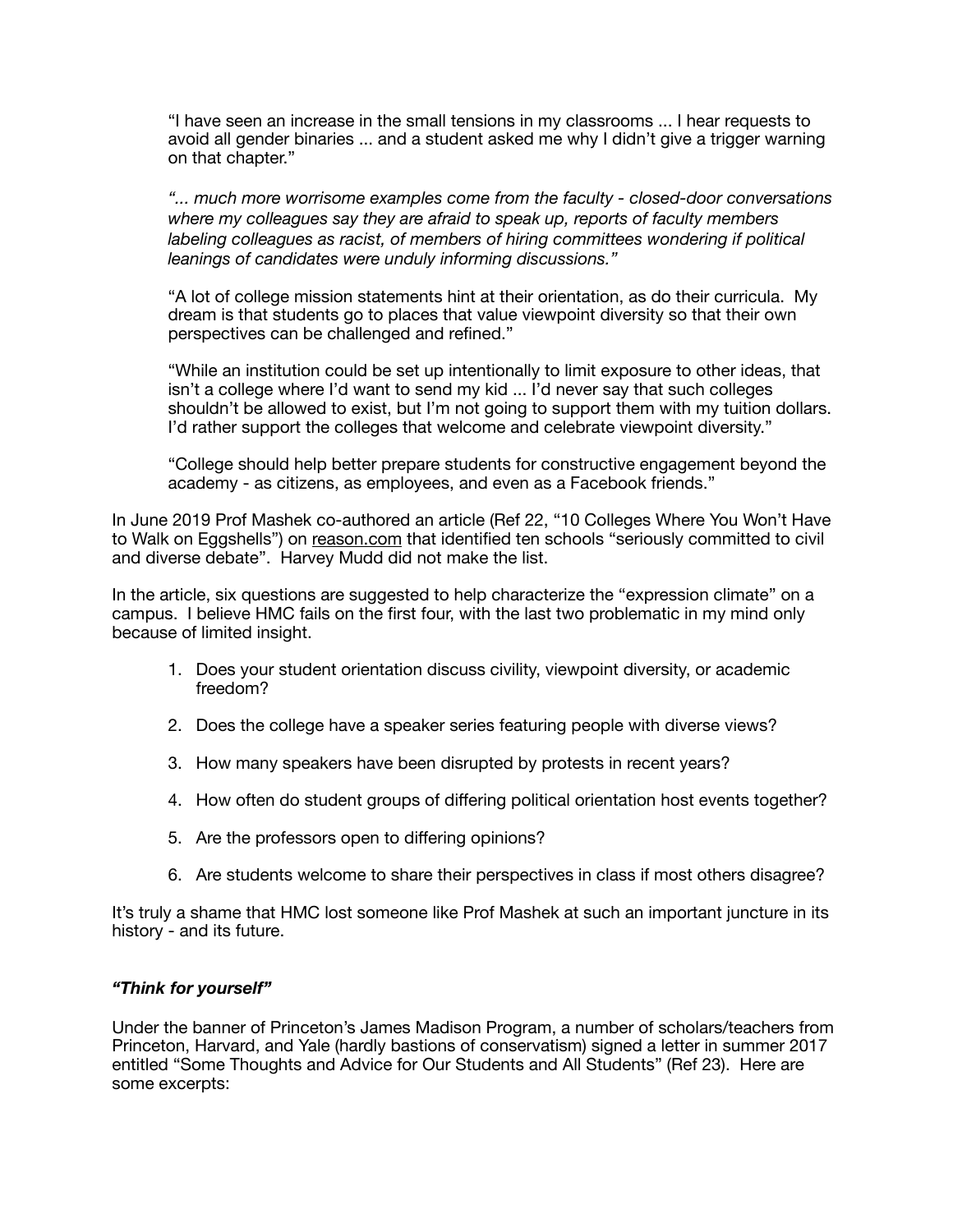> "I have seen an increase in the small tensions in my classrooms ... I hear requests to avoid all gender binaries ... and a student asked me why I didn't give a trigger warning on that chapter."
>
> *"... much more worrisome examples come from the faculty - closed-door conversations where my colleagues say they are afraid to speak up, reports of faculty members labeling colleagues as racist, of members of hiring committees wondering if political leanings of candidates were unduly informing discussions."*
>
> "A lot of college mission statements hint at their orientation, as do their curricula. My dream is that students go to places that value viewpoint diversity so that their own perspectives can be challenged and refined."
>
> "While an institution could be set up intentionally to limit exposure to other ideas, that isn't a college where I'd want to send my kid ... I'd never say that such colleges shouldn't be allowed to exist, but I'm not going to support them with my tuition dollars. I'd rather support the colleges that welcome and celebrate viewpoint diversity."
>
> "College should help better prepare students for constructive engagement beyond the academy - as citizens, as employees, and even as a Facebook friends."

In June 2019 Prof Mashek co-authored an article (Ref 22, "10 Colleges Where You Won't Have to Walk on Eggshells") on reason.com that identified ten schools "seriously committed to civil and diverse debate". Harvey Mudd did not make the list.

In the article, six questions are suggested to help characterize the "expression climate" on a campus. I believe HMC fails on the first four, with the last two problematic in my mind only because of limited insight.

1. Does your student orientation discuss civility, viewpoint diversity, or academic freedom?
2. Does the college have a speaker series featuring people with diverse views?
3. How many speakers have been disrupted by protests in recent years?
4. How often do student groups of differing political orientation host events together?
5. Are the professors open to differing opinions?
6. Are students welcome to share their perspectives in class if most others disagree?

It's truly a shame that HMC lost someone like Prof Mashek at such an important juncture in its history - and its future.

### *"Think for yourself"*

Under the banner of Princeton's James Madison Program, a number of scholars/teachers from Princeton, Harvard, and Yale (hardly bastions of conservatism) signed a letter in summer 2017 entitled "Some Thoughts and Advice for Our Students and All Students" (Ref 23). Here are some excerpts: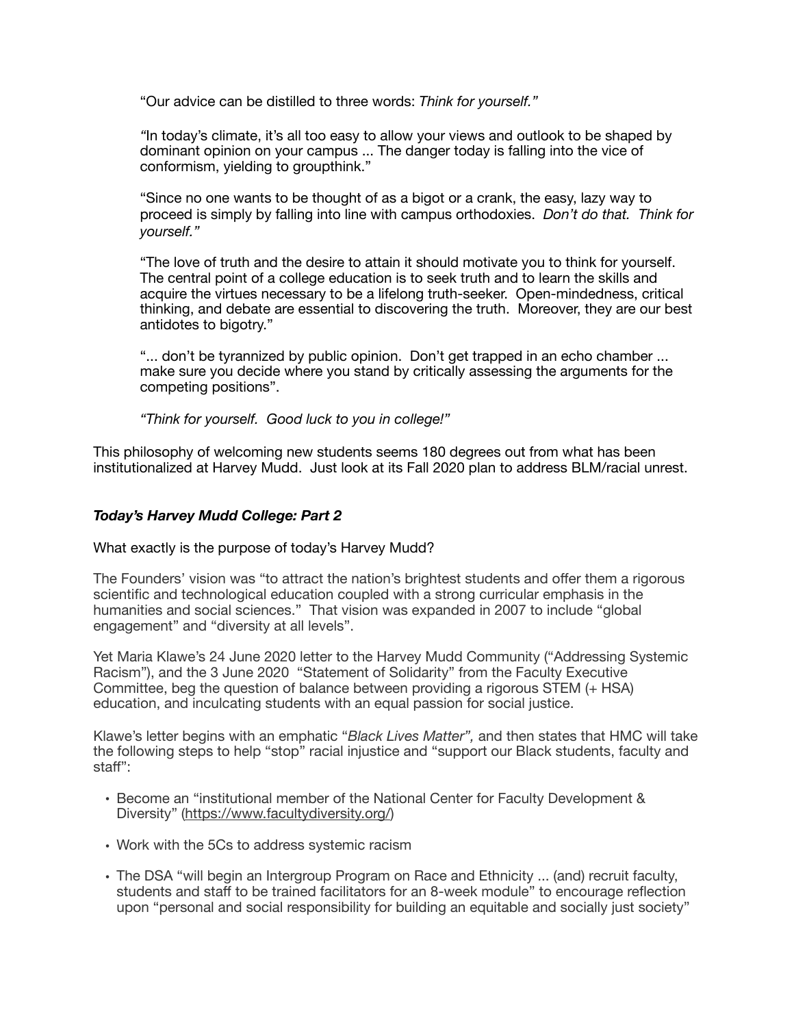> "Our advice can be distilled to three words: *Think for yourself."*
>
> *"*In today's climate, it's all too easy to allow your views and outlook to be shaped by dominant opinion on your campus ... The danger today is falling into the vice of conformism, yielding to groupthink."
>
> "Since no one wants to be thought of as a bigot or a crank, the easy, lazy way to proceed is simply by falling into line with campus orthodoxies. *Don't do that. Think for yourself."*
>
> "The love of truth and the desire to attain it should motivate you to think for yourself. The central point of a college education is to seek truth and to learn the skills and acquire the virtues necessary to be a lifelong truth-seeker. Open-mindedness, critical thinking, and debate are essential to discovering the truth. Moreover, they are our best antidotes to bigotry."
>
> "... don't be tyrannized by public opinion. Don't get trapped in an echo chamber ... make sure you decide where you stand by critically assessing the arguments for the competing positions".
>
> *"Think for yourself. Good luck to you in college!"*

This philosophy of welcoming new students seems 180 degrees out from what has been institutionalized at Harvey Mudd. Just look at its Fall 2020 plan to address BLM/racial unrest.

### ***Today's Harvey Mudd College: Part 2***

What exactly is the purpose of today's Harvey Mudd?

The Founders' vision was "to attract the nation's brightest students and offer them a rigorous scientific and technological education coupled with a strong curricular emphasis in the humanities and social sciences." That vision was expanded in 2007 to include "global engagement" and "diversity at all levels".

Yet Maria Klawe's 24 June 2020 letter to the Harvey Mudd Community ("Addressing Systemic Racism"), and the 3 June 2020 "Statement of Solidarity" from the Faculty Executive Committee, beg the question of balance between providing a rigorous STEM (+ HSA) education, and inculcating students with an equal passion for social justice.

Klawe's letter begins with an emphatic "*Black Lives Matter",* and then states that HMC will take the following steps to help "stop" racial injustice and "support our Black students, faculty and staff":

- Become an "institutional member of the National Center for Faculty Development & Diversity" (https://www.facultydiversity.org/)
- Work with the 5Cs to address systemic racism
- The DSA "will begin an Intergroup Program on Race and Ethnicity ... (and) recruit faculty, students and staff to be trained facilitators for an 8-week module" to encourage reflection upon "personal and social responsibility for building an equitable and socially just society"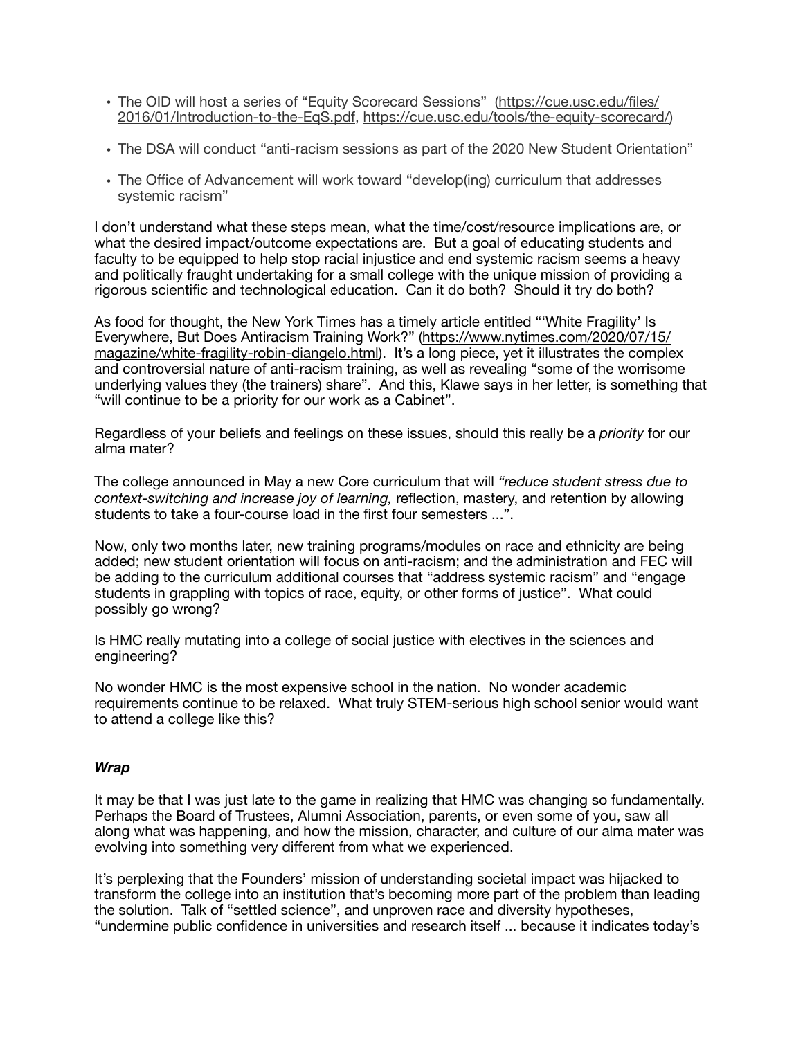- The OID will host a series of "Equity Scorecard Sessions" (https://cue.usc.edu/files/2016/01/Introduction-to-the-EqS.pdf, https://cue.usc.edu/tools/the-equity-scorecard/)

- The DSA will conduct "anti-racism sessions as part of the 2020 New Student Orientation"

- The Office of Advancement will work toward "develop(ing) curriculum that addresses systemic racism"

I don't understand what these steps mean, what the time/cost/resource implications are, or what the desired impact/outcome expectations are. But a goal of educating students and faculty to be equipped to help stop racial injustice and end systemic racism seems a heavy and politically fraught undertaking for a small college with the unique mission of providing a rigorous scientific and technological education. Can it do both? Should it try do both?

As food for thought, the New York Times has a timely article entitled "'White Fragility' Is Everywhere, But Does Antiracism Training Work?" (https://www.nytimes.com/2020/07/15/magazine/white-fragility-robin-diangelo.html). It's a long piece, yet it illustrates the complex and controversial nature of anti-racism training, as well as revealing "some of the worrisome underlying values they (the trainers) share". And this, Klawe says in her letter, is something that "will continue to be a priority for our work as a Cabinet".

Regardless of your beliefs and feelings on these issues, should this really be a *priority* for our alma mater?

The college announced in May a new Core curriculum that will *"reduce student stress due to context-switching and increase joy of learning,* reflection, mastery, and retention by allowing students to take a four-course load in the first four semesters ...".

Now, only two months later, new training programs/modules on race and ethnicity are being added; new student orientation will focus on anti-racism; and the administration and FEC will be adding to the curriculum additional courses that "address systemic racism" and "engage students in grappling with topics of race, equity, or other forms of justice". What could possibly go wrong?

Is HMC really mutating into a college of social justice with electives in the sciences and engineering?

No wonder HMC is the most expensive school in the nation. No wonder academic requirements continue to be relaxed. What truly STEM-serious high school senior would want to attend a college like this?

### *Wrap*

It may be that I was just late to the game in realizing that HMC was changing so fundamentally. Perhaps the Board of Trustees, Alumni Association, parents, or even some of you, saw all along what was happening, and how the mission, character, and culture of our alma mater was evolving into something very different from what we experienced.

It's perplexing that the Founders' mission of understanding societal impact was hijacked to transform the college into an institution that's becoming more part of the problem than leading the solution. Talk of "settled science", and unproven race and diversity hypotheses, "undermine public confidence in universities and research itself ... because it indicates today's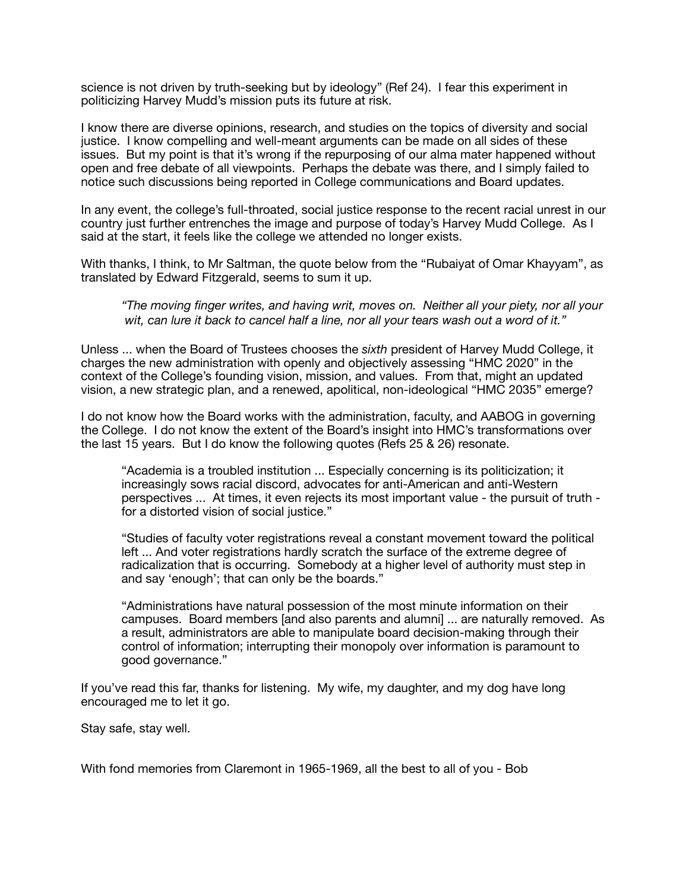science is not driven by truth-seeking but by ideology" (Ref 24). I fear this experiment in politicizing Harvey Mudd's mission puts its future at risk.

I know there are diverse opinions, research, and studies on the topics of diversity and social justice. I know compelling and well-meant arguments can be made on all sides of these issues. But my point is that it's wrong if the repurposing of our alma mater happened without open and free debate of all viewpoints. Perhaps the debate was there, and I simply failed to notice such discussions being reported in College communications and Board updates.

In any event, the college's full-throated, social justice response to the recent racial unrest in our country just further entrenches the image and purpose of today's Harvey Mudd College. As I said at the start, it feels like the college we attended no longer exists.

With thanks, I think, to Mr Saltman, the quote below from the "Rubaiyat of Omar Khayyam", as translated by Edward Fitzgerald, seems to sum it up.

> *"The moving finger writes, and having writ, moves on. Neither all your piety, nor all your wit, can lure it back to cancel half a line, nor all your tears wash out a word of it."*

Unless ... when the Board of Trustees chooses the *sixth* president of Harvey Mudd College, it charges the new administration with openly and objectively assessing "HMC 2020" in the context of the College's founding vision, mission, and values. From that, might an updated vision, a new strategic plan, and a renewed, apolitical, non-ideological "HMC 2035" emerge?

I do not know how the Board works with the administration, faculty, and AABOG in governing the College. I do not know the extent of the Board's insight into HMC's transformations over the last 15 years. But I do know the following quotes (Refs 25 & 26) resonate.

> "Academia is a troubled institution ... Especially concerning is its politicization; it increasingly sows racial discord, advocates for anti-American and anti-Western perspectives ... At times, it even rejects its most important value - the pursuit of truth - for a distorted vision of social justice."
>
> "Studies of faculty voter registrations reveal a constant movement toward the political left ... And voter registrations hardly scratch the surface of the extreme degree of radicalization that is occurring. Somebody at a higher level of authority must step in and say 'enough'; that can only be the boards."
>
> "Administrations have natural possession of the most minute information on their campuses. Board members [and also parents and alumni] ... are naturally removed. As a result, administrators are able to manipulate board decision-making through their control of information; interrupting their monopoly over information is paramount to good governance."

If you've read this far, thanks for listening. My wife, my daughter, and my dog have long encouraged me to let it go.

Stay safe, stay well.

With fond memories from Claremont in 1965-1969, all the best to all of you - Bob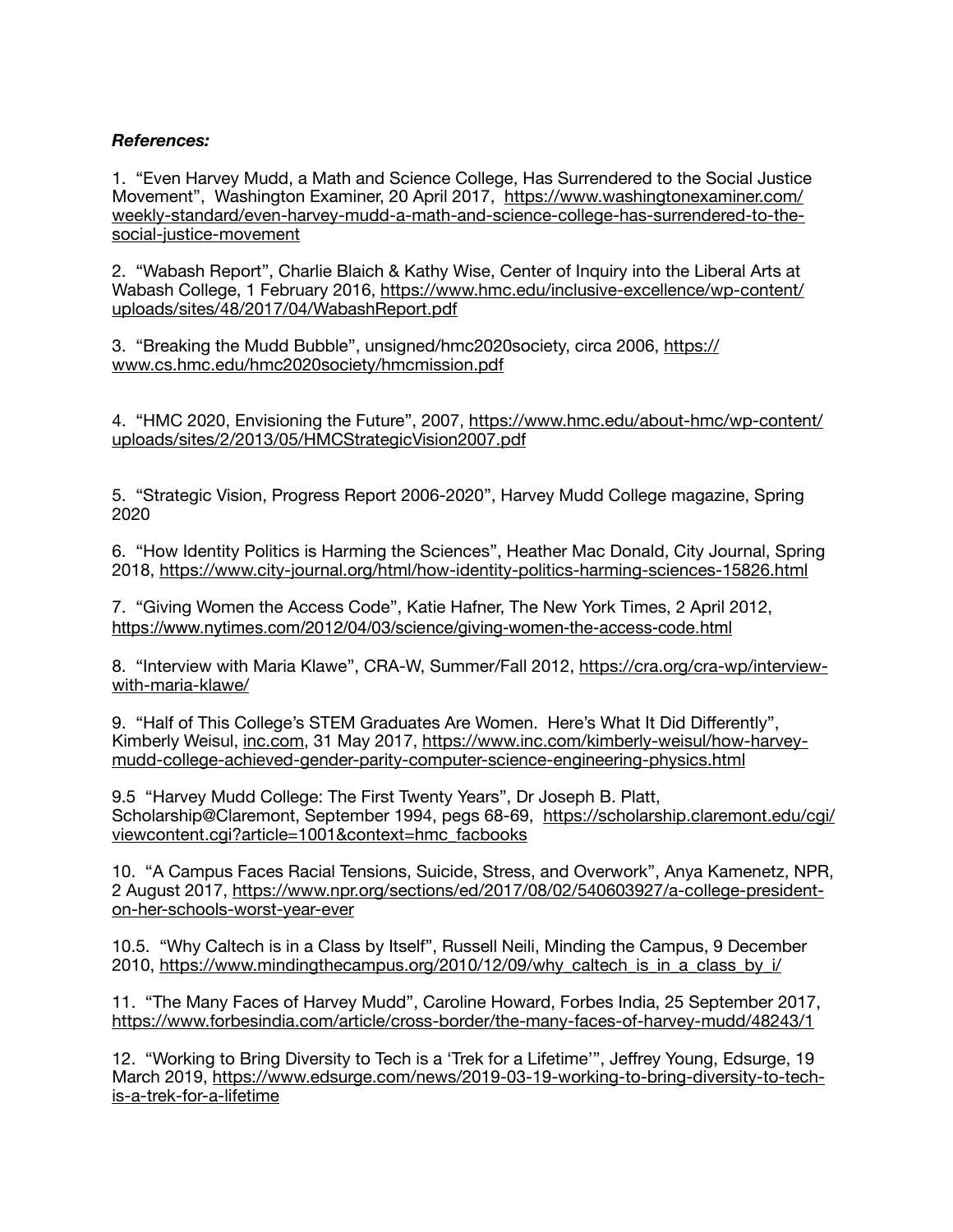***References:***

1. "Even Harvey Mudd, a Math and Science College, Has Surrendered to the Social Justice Movement", Washington Examiner, 20 April 2017, https://www.washingtonexaminer.com/weekly-standard/even-harvey-mudd-a-math-and-science-college-has-surrendered-to-the-social-justice-movement

2. "Wabash Report", Charlie Blaich & Kathy Wise, Center of Inquiry into the Liberal Arts at Wabash College, 1 February 2016, https://www.hmc.edu/inclusive-excellence/wp-content/uploads/sites/48/2017/04/WabashReport.pdf

3. "Breaking the Mudd Bubble", unsigned/hmc2020society, circa 2006, https://www.cs.hmc.edu/hmc2020society/hmcmission.pdf

4. "HMC 2020, Envisioning the Future", 2007, https://www.hmc.edu/about-hmc/wp-content/uploads/sites/2/2013/05/HMCStrategicVision2007.pdf

5. "Strategic Vision, Progress Report 2006-2020", Harvey Mudd College magazine, Spring 2020

6. "How Identity Politics is Harming the Sciences", Heather Mac Donald, City Journal, Spring 2018, https://www.city-journal.org/html/how-identity-politics-harming-sciences-15826.html

7. "Giving Women the Access Code", Katie Hafner, The New York Times, 2 April 2012, https://www.nytimes.com/2012/04/03/science/giving-women-the-access-code.html

8. "Interview with Maria Klawe", CRA-W, Summer/Fall 2012, https://cra.org/cra-wp/interview-with-maria-klawe/

9. "Half of This College's STEM Graduates Are Women. Here's What It Did Differently", Kimberly Weisul, inc.com, 31 May 2017, https://www.inc.com/kimberly-weisul/how-harvey-mudd-college-achieved-gender-parity-computer-science-engineering-physics.html

9.5 "Harvey Mudd College: The First Twenty Years", Dr Joseph B. Platt, Scholarship@Claremont, September 1994, pegs 68-69, https://scholarship.claremont.edu/cgi/viewcontent.cgi?article=1001&context=hmc_facbooks

10. "A Campus Faces Racial Tensions, Suicide, Stress, and Overwork", Anya Kamenetz, NPR, 2 August 2017, https://www.npr.org/sections/ed/2017/08/02/540603927/a-college-president-on-her-schools-worst-year-ever

10.5. "Why Caltech is in a Class by Itself", Russell Neili, Minding the Campus, 9 December 2010, https://www.mindingthecampus.org/2010/12/09/why_caltech_is_in_a_class_by_i/

11. "The Many Faces of Harvey Mudd", Caroline Howard, Forbes India, 25 September 2017, https://www.forbesindia.com/article/cross-border/the-many-faces-of-harvey-mudd/48243/1

12. "Working to Bring Diversity to Tech is a 'Trek for a Lifetime'", Jeffrey Young, Edsurge, 19 March 2019, https://www.edsurge.com/news/2019-03-19-working-to-bring-diversity-to-tech-is-a-trek-for-a-lifetime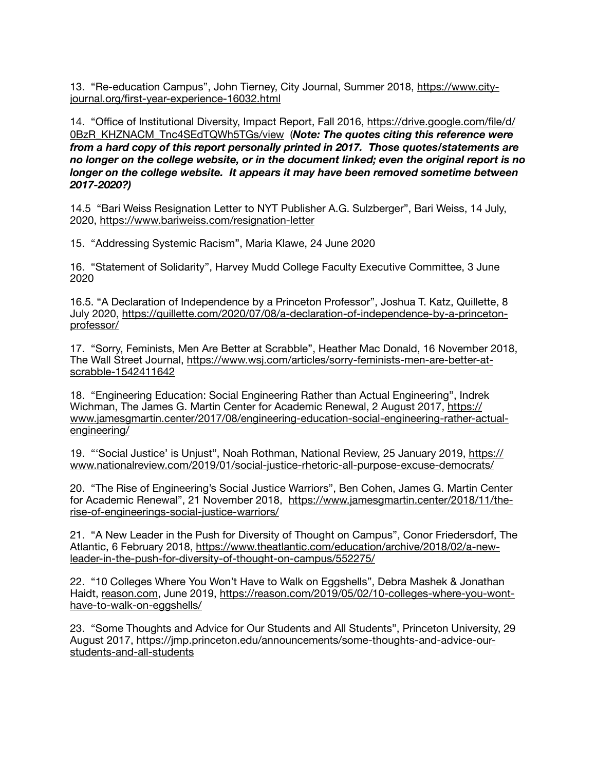13. "Re-education Campus", John Tierney, City Journal, Summer 2018, https://www.city-journal.org/first-year-experience-16032.html

14. "Office of Institutional Diversity, Impact Report, Fall 2016, https://drive.google.com/file/d/0BzR_KHZNACM_Tnc4SEdTQWh5TGs/view (***Note: The quotes citing this reference were from a hard copy of this report personally printed in 2017. Those quotes/statements are no longer on the college website, or in the document linked; even the original report is no longer on the college website. It appears it may have been removed sometime between 2017-2020?)***

14.5 "Bari Weiss Resignation Letter to NYT Publisher A.G. Sulzberger", Bari Weiss, 14 July, 2020, https://www.bariweiss.com/resignation-letter

15. "Addressing Systemic Racism", Maria Klawe, 24 June 2020

16. "Statement of Solidarity", Harvey Mudd College Faculty Executive Committee, 3 June 2020

16.5. "A Declaration of Independence by a Princeton Professor", Joshua T. Katz, Quillette, 8 July 2020, https://quillette.com/2020/07/08/a-declaration-of-independence-by-a-princeton-professor/

17. "Sorry, Feminists, Men Are Better at Scrabble", Heather Mac Donald, 16 November 2018, The Wall Street Journal, https://www.wsj.com/articles/sorry-feminists-men-are-better-at-scrabble-1542411642

18. "Engineering Education: Social Engineering Rather than Actual Engineering", Indrek Wichman, The James G. Martin Center for Academic Renewal, 2 August 2017, https://www.jamesgmartin.center/2017/08/engineering-education-social-engineering-rather-actual-engineering/

19. "'Social Justice' is Unjust", Noah Rothman, National Review, 25 January 2019, https://www.nationalreview.com/2019/01/social-justice-rhetoric-all-purpose-excuse-democrats/

20. "The Rise of Engineering's Social Justice Warriors", Ben Cohen, James G. Martin Center for Academic Renewal", 21 November 2018, https://www.jamesgmartin.center/2018/11/the-rise-of-engineerings-social-justice-warriors/

21. "A New Leader in the Push for Diversity of Thought on Campus", Conor Friedersdorf, The Atlantic, 6 February 2018, https://www.theatlantic.com/education/archive/2018/02/a-new-leader-in-the-push-for-diversity-of-thought-on-campus/552275/

22. "10 Colleges Where You Won't Have to Walk on Eggshells", Debra Mashek & Jonathan Haidt, reason.com, June 2019, https://reason.com/2019/05/02/10-colleges-where-you-wont-have-to-walk-on-eggshells/

23. "Some Thoughts and Advice for Our Students and All Students", Princeton University, 29 August 2017, https://jmp.princeton.edu/announcements/some-thoughts-and-advice-our-students-and-all-students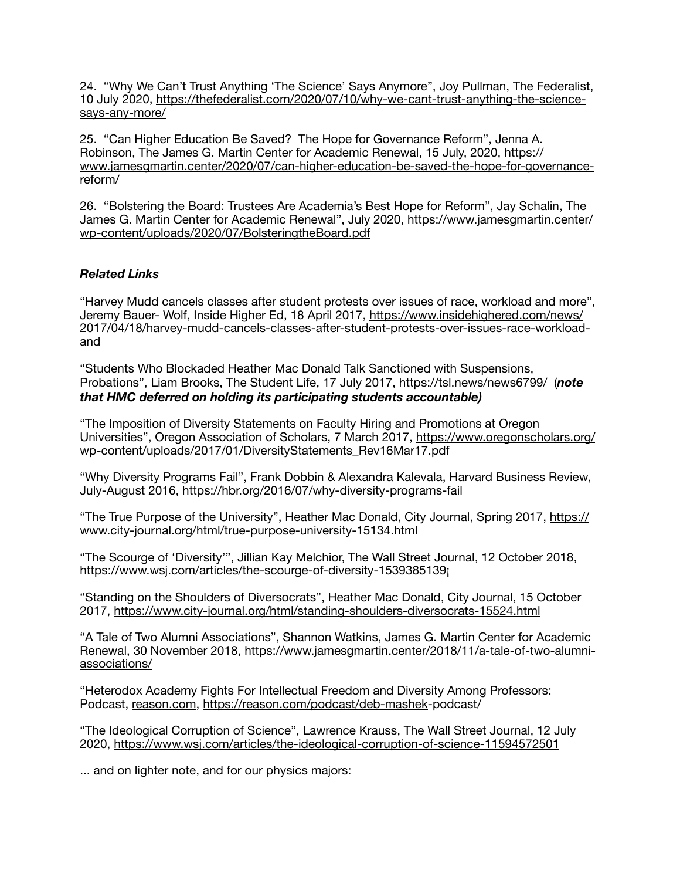24. "Why We Can't Trust Anything 'The Science' Says Anymore", Joy Pullman, The Federalist, 10 July 2020, https://thefederalist.com/2020/07/10/why-we-cant-trust-anything-the-science-says-any-more/

25. "Can Higher Education Be Saved? The Hope for Governance Reform", Jenna A. Robinson, The James G. Martin Center for Academic Renewal, 15 July, 2020, https://www.jamesgmartin.center/2020/07/can-higher-education-be-saved-the-hope-for-governance-reform/

26. "Bolstering the Board: Trustees Are Academia's Best Hope for Reform", Jay Schalin, The James G. Martin Center for Academic Renewal", July 2020, https://www.jamesgmartin.center/wp-content/uploads/2020/07/BolsteringtheBoard.pdf

***Related Links***

"Harvey Mudd cancels classes after student protests over issues of race, workload and more", Jeremy Bauer- Wolf, Inside Higher Ed, 18 April 2017, https://www.insidehighered.com/news/2017/04/18/harvey-mudd-cancels-classes-after-student-protests-over-issues-race-workload-and

"Students Who Blockaded Heather Mac Donald Talk Sanctioned with Suspensions, Probations", Liam Brooks, The Student Life, 17 July 2017, https://tsl.news/news6799/ (***note that HMC deferred on holding its participating students accountable)***

"The Imposition of Diversity Statements on Faculty Hiring and Promotions at Oregon Universities", Oregon Association of Scholars, 7 March 2017, https://www.oregonscholars.org/wp-content/uploads/2017/01/DiversityStatements_Rev16Mar17.pdf

"Why Diversity Programs Fail", Frank Dobbin & Alexandra Kalevala, Harvard Business Review, July-August 2016, https://hbr.org/2016/07/why-diversity-programs-fail

"The True Purpose of the University", Heather Mac Donald, City Journal, Spring 2017, https://www.city-journal.org/html/true-purpose-university-15134.html

"The Scourge of 'Diversity'", Jillian Kay Melchior, The Wall Street Journal, 12 October 2018, https://www.wsj.com/articles/the-scourge-of-diversity-1539385139¡

"Standing on the Shoulders of Diversocrats", Heather Mac Donald, City Journal, 15 October 2017, https://www.city-journal.org/html/standing-shoulders-diversocrats-15524.html

"A Tale of Two Alumni Associations", Shannon Watkins, James G. Martin Center for Academic Renewal, 30 November 2018, https://www.jamesgmartin.center/2018/11/a-tale-of-two-alumni-associations/

"Heterodox Academy Fights For Intellectual Freedom and Diversity Among Professors: Podcast, reason.com, https://reason.com/podcast/deb-mashek-podcast/

"The Ideological Corruption of Science", Lawrence Krauss, The Wall Street Journal, 12 July 2020, https://www.wsj.com/articles/the-ideological-corruption-of-science-11594572501

... and on lighter note, and for our physics majors: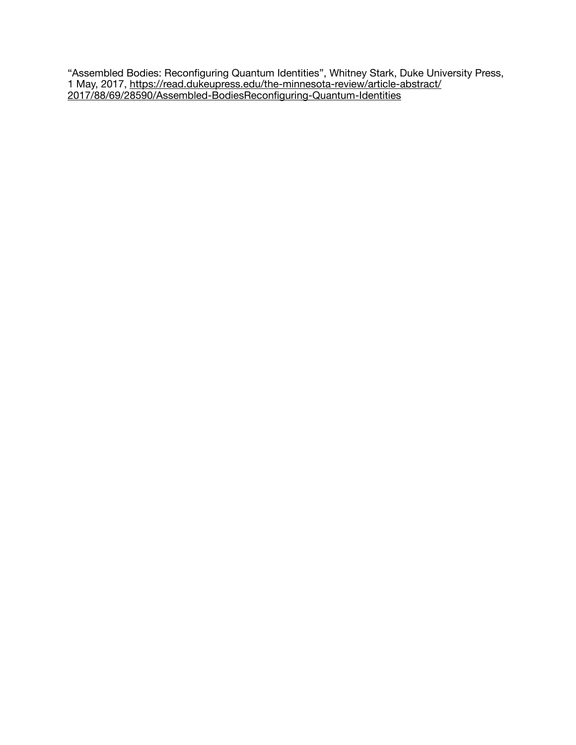“Assembled Bodies: Reconfiguring Quantum Identities”, Whitney Stark, Duke University Press, 1 May, 2017, https://read.dukeupress.edu/the-minnesota-review/article-abstract/2017/88/69/28590/Assembled-BodiesReconfiguring-Quantum-Identities